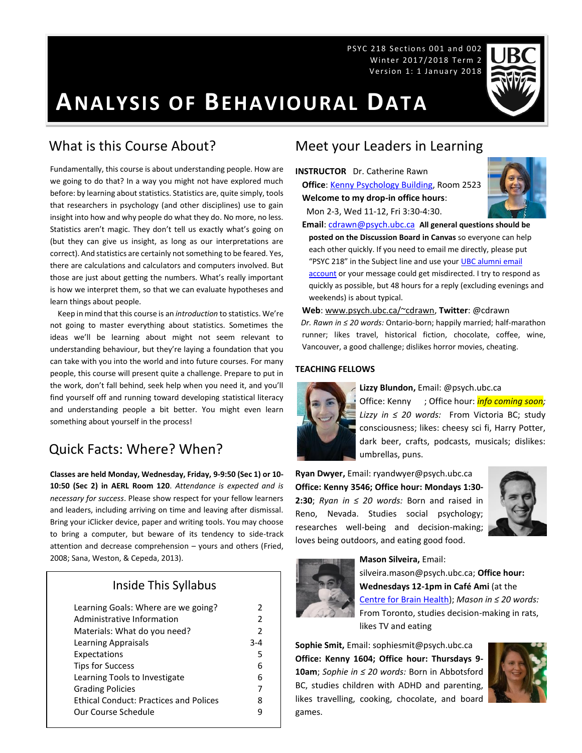PSYC 218 Sections 001 and 002
Winter 2017/2018 Term 2
Version 1: 1 January 2018

# ANALYSIS OF BEHAVIOURAL DATA

## What is this Course About?

Fundamentally, this course is about understanding people. How are we going to do that? In a way you might not have explored much before: by learning about statistics. Statistics are, quite simply, tools that researchers in psychology (and other disciplines) use to gain insight into how and why people do what they do. No more, no less. Statistics aren't magic. They don't tell us exactly what's going on (but they can give us insight, as long as our interpretations are correct). And statistics are certainly not something to be feared. Yes, there are calculations and calculators and computers involved. But those are just about getting the numbers. What's really important is how we interpret them, so that we can evaluate hypotheses and learn things about people.

Keep in mind that this course is an *introduction* to statistics. We're not going to master everything about statistics. Sometimes the ideas we'll be learning about might not seem relevant to understanding behaviour, but they're laying a foundation that you can take with you into the world and into future courses. For many people, this course will present quite a challenge. Prepare to put in the work, don't fall behind, seek help when you need it, and you'll find yourself off and running toward developing statistical literacy and understanding people a bit better. You might even learn something about yourself in the process!

## Quick Facts: Where? When?

**Classes are held Monday, Wednesday, Friday, 9-9:50 (Sec 1) or 10-10:50 (Sec 2) in AERL Room 120**. *Attendance is expected and is necessary for success*. Please show respect for your fellow learners and leaders, including arriving on time and leaving after dismissal. Bring your iClicker device, paper and writing tools. You may choose to bring a computer, but beware of its tendency to side-track attention and decrease comprehension – yours and others (Fried, 2008; Sana, Weston, & Cepeda, 2013).

### Inside This Syllabus

| | |
|---|---|
| Learning Goals: Where are we going? | 2 |
| Administrative Information | 2 |
| Materials: What do you need? | 2 |
| Learning Appraisals | 3-4 |
| Expectations | 5 |
| Tips for Success | 6 |
| Learning Tools to Investigate | 6 |
| Grading Policies | 7 |
| Ethical Conduct: Practices and Polices | 8 |
| Our Course Schedule | 9 |

## Meet your Leaders in Learning

**INSTRUCTOR** Dr. Catherine Rawn

**Office**: Kenny Psychology Building, Room 2523

**Welcome to my drop-in office hours**:
Mon 2-3, Wed 11-12, Fri 3:30-4:30.

**Email**: cdrawn@psych.ubc.ca **All general questions should be posted on the Discussion Board in Canvas** so everyone can help each other quickly. If you need to email me directly, please put "PSYC 218" in the Subject line and use your UBC alumni email account or your message could get misdirected. I try to respond as quickly as possible, but 48 hours for a reply (excluding evenings and weekends) is about typical.

**Web**: www.psych.ubc.ca/~cdrawn, **Twitter**: @cdrawn

*Dr. Rawn in ≤ 20 words:* Ontario-born; happily married; half-marathon runner; likes travel, historical fiction, chocolate, coffee, wine, Vancouver, a good challenge; dislikes horror movies, cheating.

### TEACHING FELLOWS

**Lizzy Blundon,** Email: @psych.ubc.ca
Office: Kenny ; Office hour: *info coming soon*; *Lizzy in ≤ 20 words:* From Victoria BC; study consciousness; likes: cheesy sci fi, Harry Potter, dark beer, crafts, podcasts, musicals; dislikes: umbrellas, puns.

**Ryan Dwyer,** Email: ryandwyer@psych.ubc.ca
**Office: Kenny 3546; Office hour: Mondays 1:30-2:30**; *Ryan in ≤ 20 words:* Born and raised in Reno, Nevada. Studies social psychology; researches well-being and decision-making; loves being outdoors, and eating good food.

**Mason Silveira,** Email: silveira.mason@psych.ubc.ca; **Office hour: Wednesdays 12-1pm in Café Ami** (at the Centre for Brain Health); *Mason in ≤ 20 words:* From Toronto, studies decision-making in rats, likes TV and eating

**Sophie Smit,** Email: sophiesmit@psych.ubc.ca
**Office: Kenny 1604; Office hour: Thursdays 9-10am**; *Sophie in ≤ 20 words:* Born in Abbotsford BC, studies children with ADHD and parenting, likes travelling, cooking, chocolate, and board games.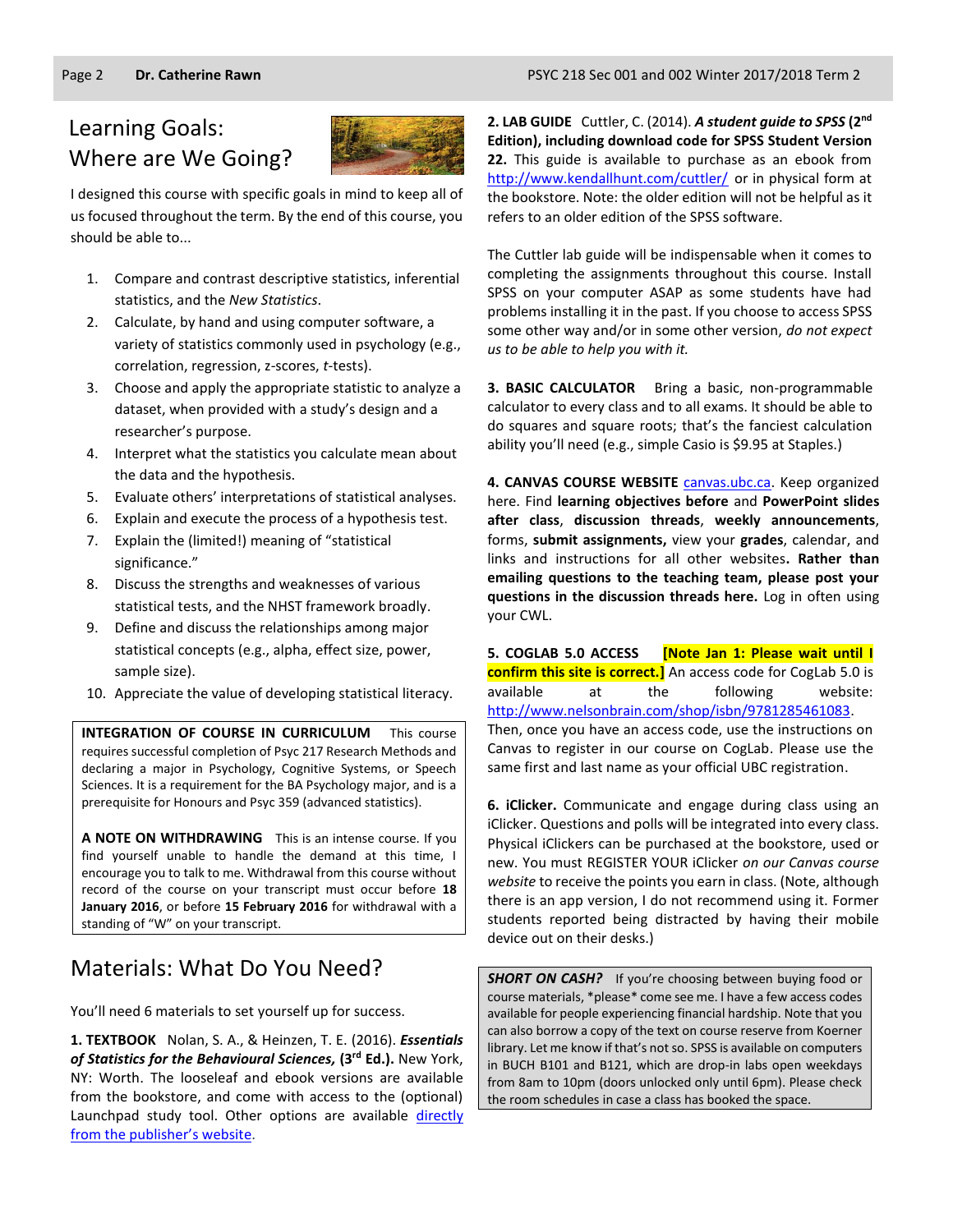## Learning Goals: Where are We Going?

I designed this course with specific goals in mind to keep all of us focused throughout the term. By the end of this course, you should be able to...

1. Compare and contrast descriptive statistics, inferential statistics, and the *New Statistics*.
2. Calculate, by hand and using computer software, a variety of statistics commonly used in psychology (e.g., correlation, regression, z-scores, *t*-tests).
3. Choose and apply the appropriate statistic to analyze a dataset, when provided with a study's design and a researcher's purpose.
4. Interpret what the statistics you calculate mean about the data and the hypothesis.
5. Evaluate others' interpretations of statistical analyses.
6. Explain and execute the process of a hypothesis test.
7. Explain the (limited!) meaning of "statistical significance."
8. Discuss the strengths and weaknesses of various statistical tests, and the NHST framework broadly.
9. Define and discuss the relationships among major statistical concepts (e.g., alpha, effect size, power, sample size).
10. Appreciate the value of developing statistical literacy.

**INTEGRATION OF COURSE IN CURRICULUM** This course requires successful completion of Psyc 217 Research Methods and declaring a major in Psychology, Cognitive Systems, or Speech Sciences. It is a requirement for the BA Psychology major, and is a prerequisite for Honours and Psyc 359 (advanced statistics).

**A NOTE ON WITHDRAWING** This is an intense course. If you find yourself unable to handle the demand at this time, I encourage you to talk to me. Withdrawal from this course without record of the course on your transcript must occur before **18 January 2016**, or before **15 February 2016** for withdrawal with a standing of "W" on your transcript.

## Materials: What Do You Need?

You'll need 6 materials to set yourself up for success.

**1. TEXTBOOK** Nolan, S. A., & Heinzen, T. E. (2016). ***Essentials of Statistics for the Behavioural Sciences,*** **(3rd Ed.).** New York, NY: Worth. The looseleaf and ebook versions are available from the bookstore, and come with access to the (optional) Launchpad study tool. Other options are available directly from the publisher's website.

**2. LAB GUIDE** Cuttler, C. (2014). ***A student guide to SPSS*** **(2nd Edition), including download code for SPSS Student Version 22.** This guide is available to purchase as an ebook from http://www.kendallhunt.com/cuttler/ or in physical form at the bookstore. Note: the older edition will not be helpful as it refers to an older edition of the SPSS software.

The Cuttler lab guide will be indispensable when it comes to completing the assignments throughout this course. Install SPSS on your computer ASAP as some students have had problems installing it in the past. If you choose to access SPSS some other way and/or in some other version, *do not expect us to be able to help you with it.*

**3. BASIC CALCULATOR** Bring a basic, non-programmable calculator to every class and to all exams. It should be able to do squares and square roots; that's the fanciest calculation ability you'll need (e.g., simple Casio is $9.95 at Staples.)

**4. CANVAS COURSE WEBSITE** canvas.ubc.ca. Keep organized here. Find **learning objectives before** and **PowerPoint slides after class**, **discussion threads**, **weekly announcements**, forms, **submit assignments,** view your **grades**, calendar, and links and instructions for all other websites**. Rather than emailing questions to the teaching team, please post your questions in the discussion threads here.** Log in often using your CWL.

**5. COGLAB 5.0 ACCESS** **[Note Jan 1: Please wait until I confirm this site is correct.]** An access code for CogLab 5.0 is available at the following website: http://www.nelsonbrain.com/shop/isbn/9781285461083. Then, once you have an access code, use the instructions on Canvas to register in our course on CogLab. Please use the same first and last name as your official UBC registration.

**6. iClicker.** Communicate and engage during class using an iClicker. Questions and polls will be integrated into every class. Physical iClickers can be purchased at the bookstore, used or new. You must REGISTER YOUR iClicker *on our Canvas course website* to receive the points you earn in class. (Note, although there is an app version, I do not recommend using it. Former students reported being distracted by having their mobile device out on their desks.)

***SHORT ON CASH?*** If you're choosing between buying food or course materials, *please* come see me. I have a few access codes available for people experiencing financial hardship. Note that you can also borrow a copy of the text on course reserve from Koerner library. Let me know if that's not so. SPSS is available on computers in BUCH B101 and B121, which are drop-in labs open weekdays from 8am to 10pm (doors unlocked only until 6pm). Please check the room schedules in case a class has booked the space.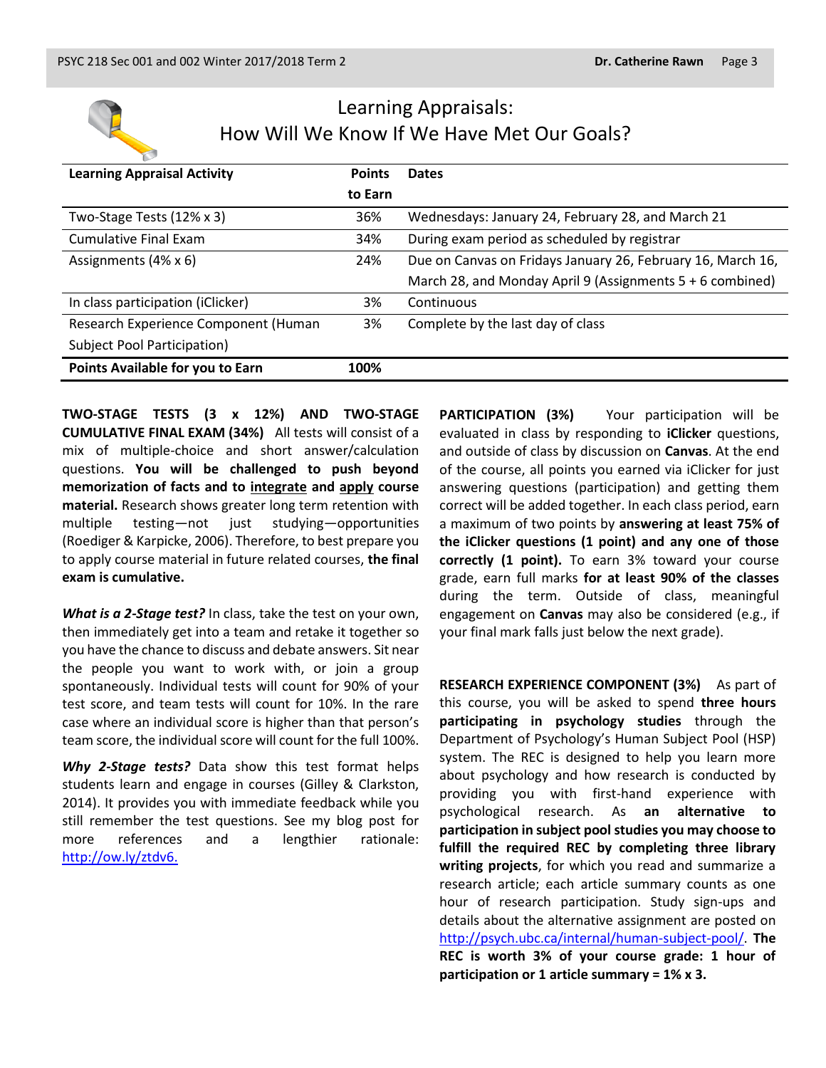# Learning Appraisals: How Will We Know If We Have Met Our Goals?

| Learning Appraisal Activity | Points to Earn | Dates |
|---|---|---|
| Two-Stage Tests (12% x 3) | 36% | Wednesdays: January 24, February 28, and March 21 |
| Cumulative Final Exam | 34% | During exam period as scheduled by registrar |
| Assignments (4% x 6) | 24% | Due on Canvas on Fridays January 26, February 16, March 16, March 28, and Monday April 9 (Assignments 5 + 6 combined) |
| In class participation (iClicker) | 3% | Continuous |
| Research Experience Component (Human Subject Pool Participation) | 3% | Complete by the last day of class |
| **Points Available for you to Earn** | **100%** | |

**TWO-STAGE TESTS (3 x 12%) AND TWO-STAGE CUMULATIVE FINAL EXAM (34%)** All tests will consist of a mix of multiple-choice and short answer/calculation questions. **You will be challenged to push beyond memorization of facts and to integrate and apply course material.** Research shows greater long term retention with multiple testing—not just studying—opportunities (Roediger & Karpicke, 2006). Therefore, to best prepare you to apply course material in future related courses, **the final exam is cumulative.**

***What is a 2-Stage test?*** In class, take the test on your own, then immediately get into a team and retake it together so you have the chance to discuss and debate answers. Sit near the people you want to work with, or join a group spontaneously. Individual tests will count for 90% of your test score, and team tests will count for 10%. In the rare case where an individual score is higher than that person's team score, the individual score will count for the full 100%.

***Why 2-Stage tests?*** Data show this test format helps students learn and engage in courses (Gilley & Clarkston, 2014). It provides you with immediate feedback while you still remember the test questions. See my blog post for more references and a lengthier rationale: http://ow.ly/ztdv6.

**PARTICIPATION (3%)** Your participation will be evaluated in class by responding to **iClicker** questions, and outside of class by discussion on **Canvas**. At the end of the course, all points you earned via iClicker for just answering questions (participation) and getting them correct will be added together. In each class period, earn a maximum of two points by **answering at least 75% of the iClicker questions (1 point) and any one of those correctly (1 point).** To earn 3% toward your course grade, earn full marks **for at least 90% of the classes** during the term. Outside of class, meaningful engagement on **Canvas** may also be considered (e.g., if your final mark falls just below the next grade).

**RESEARCH EXPERIENCE COMPONENT (3%)** As part of this course, you will be asked to spend **three hours participating in psychology studies** through the Department of Psychology's Human Subject Pool (HSP) system. The REC is designed to help you learn more about psychology and how research is conducted by providing you with first-hand experience with psychological research. As **an alternative to participation in subject pool studies you may choose to fulfill the required REC by completing three library writing projects**, for which you read and summarize a research article; each article summary counts as one hour of research participation. Study sign-ups and details about the alternative assignment are posted on http://psych.ubc.ca/internal/human-subject-pool/. **The REC is worth 3% of your course grade: 1 hour of participation or 1 article summary = 1% x 3.**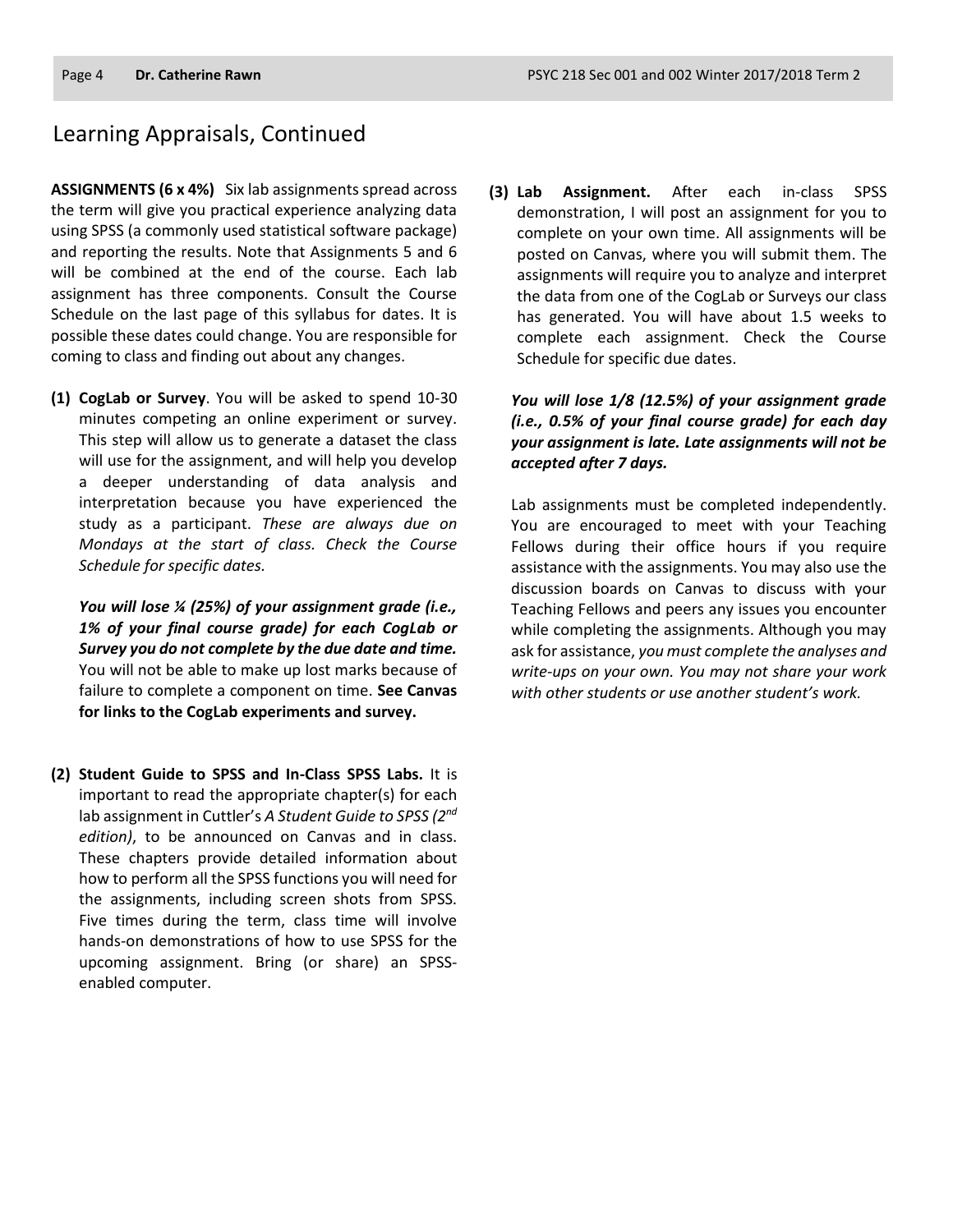# Learning Appraisals, Continued

**ASSIGNMENTS (6 x 4%)** Six lab assignments spread across the term will give you practical experience analyzing data using SPSS (a commonly used statistical software package) and reporting the results. Note that Assignments 5 and 6 will be combined at the end of the course. Each lab assignment has three components. Consult the Course Schedule on the last page of this syllabus for dates. It is possible these dates could change. You are responsible for coming to class and finding out about any changes.

**(1) CogLab or Survey**. You will be asked to spend 10-30 minutes competing an online experiment or survey. This step will allow us to generate a dataset the class will use for the assignment, and will help you develop a deeper understanding of data analysis and interpretation because you have experienced the study as a participant. *These are always due on Mondays at the start of class. Check the Course Schedule for specific dates.*

***You will lose ¼ (25%) of your assignment grade (i.e., 1% of your final course grade) for each CogLab or Survey you do not complete by the due date and time.*** You will not be able to make up lost marks because of failure to complete a component on time. **See Canvas for links to the CogLab experiments and survey.**

**(2) Student Guide to SPSS and In-Class SPSS Labs.** It is important to read the appropriate chapter(s) for each lab assignment in Cuttler's *A Student Guide to SPSS (2nd edition)*, to be announced on Canvas and in class. These chapters provide detailed information about how to perform all the SPSS functions you will need for the assignments, including screen shots from SPSS. Five times during the term, class time will involve hands-on demonstrations of how to use SPSS for the upcoming assignment. Bring (or share) an SPSS-enabled computer.

**(3) Lab Assignment.** After each in-class SPSS demonstration, I will post an assignment for you to complete on your own time. All assignments will be posted on Canvas, where you will submit them. The assignments will require you to analyze and interpret the data from one of the CogLab or Surveys our class has generated. You will have about 1.5 weeks to complete each assignment. Check the Course Schedule for specific due dates.

***You will lose 1/8 (12.5%) of your assignment grade (i.e., 0.5% of your final course grade) for each day your assignment is late. Late assignments will not be accepted after 7 days.***

Lab assignments must be completed independently. You are encouraged to meet with your Teaching Fellows during their office hours if you require assistance with the assignments. You may also use the discussion boards on Canvas to discuss with your Teaching Fellows and peers any issues you encounter while completing the assignments. Although you may ask for assistance, *you must complete the analyses and write-ups on your own. You may not share your work with other students or use another student's work.*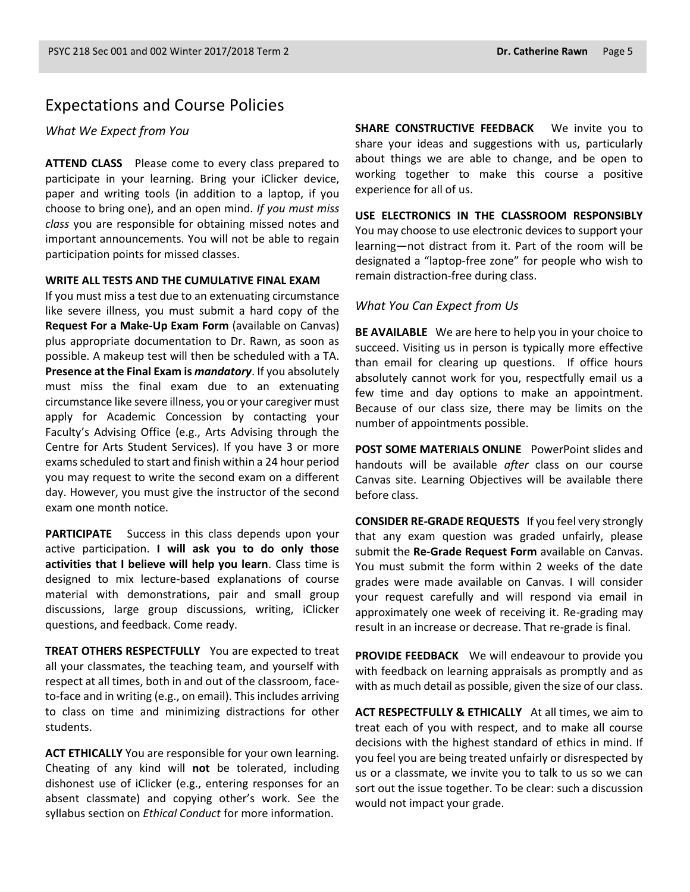## Expectations and Course Policies

### *What We Expect from You*

**ATTEND CLASS** Please come to every class prepared to participate in your learning. Bring your iClicker device, paper and writing tools (in addition to a laptop, if you choose to bring one), and an open mind. *If you must miss class* you are responsible for obtaining missed notes and important announcements. You will not be able to regain participation points for missed classes.

**WRITE ALL TESTS AND THE CUMULATIVE FINAL EXAM**
If you must miss a test due to an extenuating circumstance like severe illness, you must submit a hard copy of the **Request For a Make-Up Exam Form** (available on Canvas) plus appropriate documentation to Dr. Rawn, as soon as possible. A makeup test will then be scheduled with a TA. **Presence at the Final Exam is *mandatory***. If you absolutely must miss the final exam due to an extenuating circumstance like severe illness, you or your caregiver must apply for Academic Concession by contacting your Faculty's Advising Office (e.g., Arts Advising through the Centre for Arts Student Services). If you have 3 or more exams scheduled to start and finish within a 24 hour period you may request to write the second exam on a different day. However, you must give the instructor of the second exam one month notice.

**PARTICIPATE** Success in this class depends upon your active participation. **I will ask you to do only those activities that I believe will help you learn**. Class time is designed to mix lecture-based explanations of course material with demonstrations, pair and small group discussions, large group discussions, writing, iClicker questions, and feedback. Come ready.

**TREAT OTHERS RESPECTFULLY** You are expected to treat all your classmates, the teaching team, and yourself with respect at all times, both in and out of the classroom, face-to-face and in writing (e.g., on email). This includes arriving to class on time and minimizing distractions for other students.

**ACT ETHICALLY** You are responsible for your own learning. Cheating of any kind will **not** be tolerated, including dishonest use of iClicker (e.g., entering responses for an absent classmate) and copying other's work. See the syllabus section on *Ethical Conduct* for more information.

**SHARE CONSTRUCTIVE FEEDBACK** We invite you to share your ideas and suggestions with us, particularly about things we are able to change, and be open to working together to make this course a positive experience for all of us.

**USE ELECTRONICS IN THE CLASSROOM RESPONSIBLY**
You may choose to use electronic devices to support your learning—not distract from it. Part of the room will be designated a "laptop-free zone" for people who wish to remain distraction-free during class.

### *What You Can Expect from Us*

**BE AVAILABLE** We are here to help you in your choice to succeed. Visiting us in person is typically more effective than email for clearing up questions. If office hours absolutely cannot work for you, respectfully email us a few time and day options to make an appointment. Because of our class size, there may be limits on the number of appointments possible.

**POST SOME MATERIALS ONLINE** PowerPoint slides and handouts will be available *after* class on our course Canvas site. Learning Objectives will be available there before class.

**CONSIDER RE-GRADE REQUESTS** If you feel very strongly that any exam question was graded unfairly, please submit the **Re-Grade Request Form** available on Canvas. You must submit the form within 2 weeks of the date grades were made available on Canvas. I will consider your request carefully and will respond via email in approximately one week of receiving it. Re-grading may result in an increase or decrease. That re-grade is final.

**PROVIDE FEEDBACK** We will endeavour to provide you with feedback on learning appraisals as promptly and as with as much detail as possible, given the size of our class.

**ACT RESPECTFULLY & ETHICALLY** At all times, we aim to treat each of you with respect, and to make all course decisions with the highest standard of ethics in mind. If you feel you are being treated unfairly or disrespected by us or a classmate, we invite you to talk to us so we can sort out the issue together. To be clear: such a discussion would not impact your grade.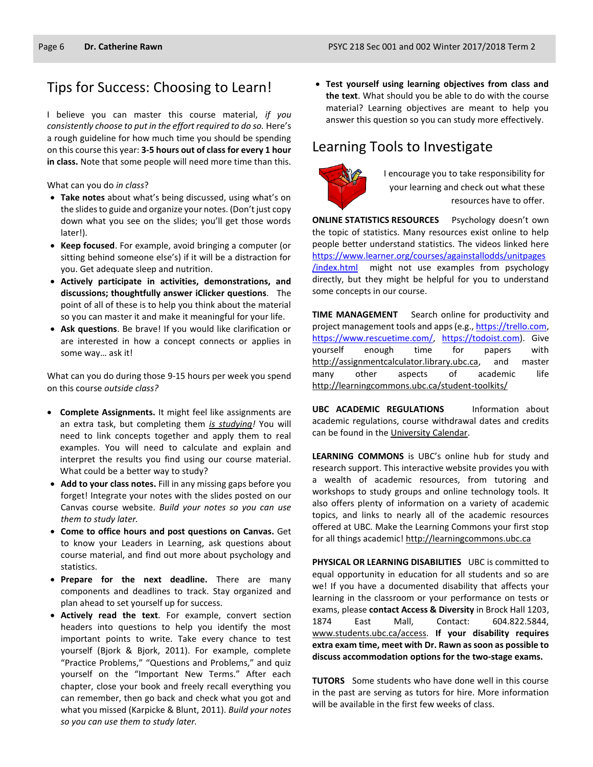## Tips for Success: Choosing to Learn!

I believe you can master this course material, *if you consistently choose to put in the effort required to do so.* Here's a rough guideline for how much time you should be spending on this course this year: **3-5 hours out of class for every 1 hour in class.** Note that some people will need more time than this.

What can you do *in class*?

- **Take notes** about what's being discussed, using what's on the slides to guide and organize your notes. (Don't just copy down what you see on the slides; you'll get those words later!).
- **Keep focused**. For example, avoid bringing a computer (or sitting behind someone else's) if it will be a distraction for you. Get adequate sleep and nutrition.
- **Actively participate in activities, demonstrations, and discussions; thoughtfully answer iClicker questions**. The point of all of these is to help you think about the material so you can master it and make it meaningful for your life.
- **Ask questions**. Be brave! If you would like clarification or are interested in how a concept connects or applies in some way… ask it!

What can you do during those 9-15 hours per week you spend on this course *outside class?*

- **Complete Assignments.** It might feel like assignments are an extra task, but completing them *is studying!* You will need to link concepts together and apply them to real examples. You will need to calculate and explain and interpret the results you find using our course material. What could be a better way to study?
- **Add to your class notes.** Fill in any missing gaps before you forget! Integrate your notes with the slides posted on our Canvas course website. *Build your notes so you can use them to study later.*
- **Come to office hours and post questions on Canvas.** Get to know your Leaders in Learning, ask questions about course material, and find out more about psychology and statistics.
- **Prepare for the next deadline.** There are many components and deadlines to track. Stay organized and plan ahead to set yourself up for success.
- **Actively read the text**. For example, convert section headers into questions to help you identify the most important points to write. Take every chance to test yourself (Bjork & Bjork, 2011). For example, complete "Practice Problems," "Questions and Problems," and quiz yourself on the "Important New Terms." After each chapter, close your book and freely recall everything you can remember, then go back and check what you got and what you missed (Karpicke & Blunt, 2011). *Build your notes so you can use them to study later.*
- **Test yourself using learning objectives from class and the text**. What should you be able to do with the course material? Learning objectives are meant to help you answer this question so you can study more effectively.

## Learning Tools to Investigate

I encourage you to take responsibility for your learning and check out what these resources have to offer.

**ONLINE STATISTICS RESOURCES** Psychology doesn't own the topic of statistics. Many resources exist online to help people better understand statistics. The videos linked here https://www.learner.org/courses/againstallodds/unitpages/index.html might not use examples from psychology directly, but they might be helpful for you to understand some concepts in our course.

**TIME MANAGEMENT** Search online for productivity and project management tools and apps (e.g., https://trello.com, https://www.rescuetime.com/, https://todoist.com). Give yourself enough time for papers with http://assignmentcalculator.library.ubc.ca, and master many other aspects of academic life http://learningcommons.ubc.ca/student-toolkits/

**UBC ACADEMIC REGULATIONS** Information about academic regulations, course withdrawal dates and credits can be found in the University Calendar.

**LEARNING COMMONS** is UBC's online hub for study and research support. This interactive website provides you with a wealth of academic resources, from tutoring and workshops to study groups and online technology tools. It also offers plenty of information on a variety of academic topics, and links to nearly all of the academic resources offered at UBC. Make the Learning Commons your first stop for all things academic! http://learningcommons.ubc.ca

**PHYSICAL OR LEARNING DISABILITIES** UBC is committed to equal opportunity in education for all students and so are we! If you have a documented disability that affects your learning in the classroom or your performance on tests or exams, please **contact Access & Diversity** in Brock Hall 1203, 1874 East Mall, Contact: 604.822.5844, www.students.ubc.ca/access. **If your disability requires extra exam time, meet with Dr. Rawn as soon as possible to discuss accommodation options for the two-stage exams.**

**TUTORS** Some students who have done well in this course in the past are serving as tutors for hire. More information will be available in the first few weeks of class.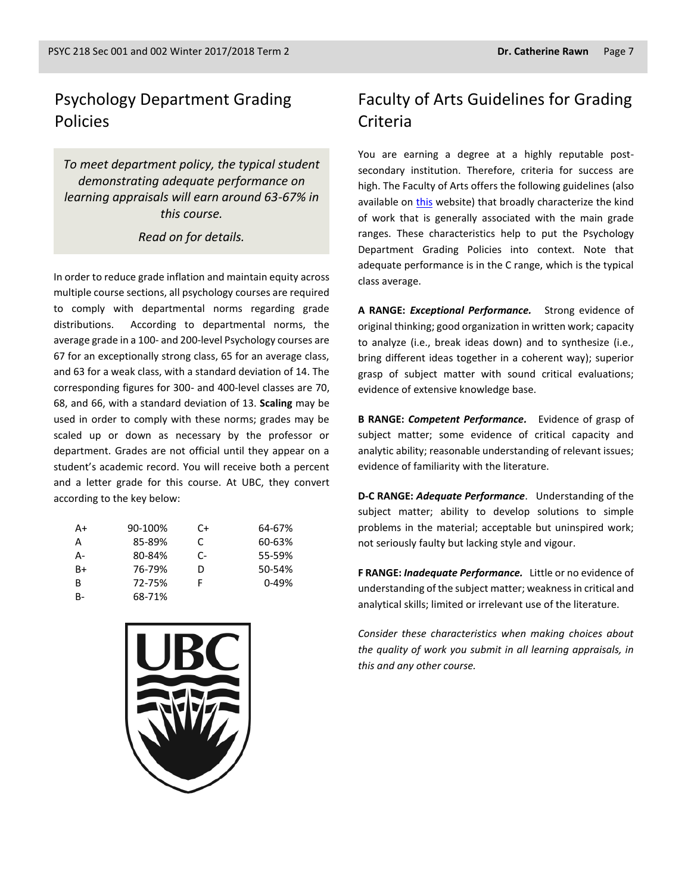## Psychology Department Grading Policies

*To meet department policy, the typical student demonstrating adequate performance on learning appraisals will earn around 63-67% in this course.*

*Read on for details.*

In order to reduce grade inflation and maintain equity across multiple course sections, all psychology courses are required to comply with departmental norms regarding grade distributions. According to departmental norms, the average grade in a 100- and 200-level Psychology courses are 67 for an exceptionally strong class, 65 for an average class, and 63 for a weak class, with a standard deviation of 14. The corresponding figures for 300- and 400-level classes are 70, 68, and 66, with a standard deviation of 13. **Scaling** may be used in order to comply with these norms; grades may be scaled up or down as necessary by the professor or department. Grades are not official until they appear on a student's academic record. You will receive both a percent and a letter grade for this course. At UBC, they convert according to the key below:

| | | | |
|---|---|---|---|
| A+ | 90-100% | C+ | 64-67% |
| A | 85-89% | C | 60-63% |
| A- | 80-84% | C- | 55-59% |
| B+ | 76-79% | D | 50-54% |
| B | 72-75% | F | 0-49% |
| B- | 68-71% | | |

## Faculty of Arts Guidelines for Grading Criteria

You are earning a degree at a highly reputable post-secondary institution. Therefore, criteria for success are high. The Faculty of Arts offers the following guidelines (also available on this website) that broadly characterize the kind of work that is generally associated with the main grade ranges. These characteristics help to put the Psychology Department Grading Policies into context. Note that adequate performance is in the C range, which is the typical class average.

**A RANGE:** ***Exceptional Performance.*** Strong evidence of original thinking; good organization in written work; capacity to analyze (i.e., break ideas down) and to synthesize (i.e., bring different ideas together in a coherent way); superior grasp of subject matter with sound critical evaluations; evidence of extensive knowledge base.

**B RANGE:** ***Competent Performance.*** Evidence of grasp of subject matter; some evidence of critical capacity and analytic ability; reasonable understanding of relevant issues; evidence of familiarity with the literature.

**D-C RANGE:** ***Adequate Performance***. Understanding of the subject matter; ability to develop solutions to simple problems in the material; acceptable but uninspired work; not seriously faulty but lacking style and vigour.

**F RANGE:** ***Inadequate Performance.*** Little or no evidence of understanding of the subject matter; weakness in critical and analytical skills; limited or irrelevant use of the literature.

*Consider these characteristics when making choices about the quality of work you submit in all learning appraisals, in this and any other course.*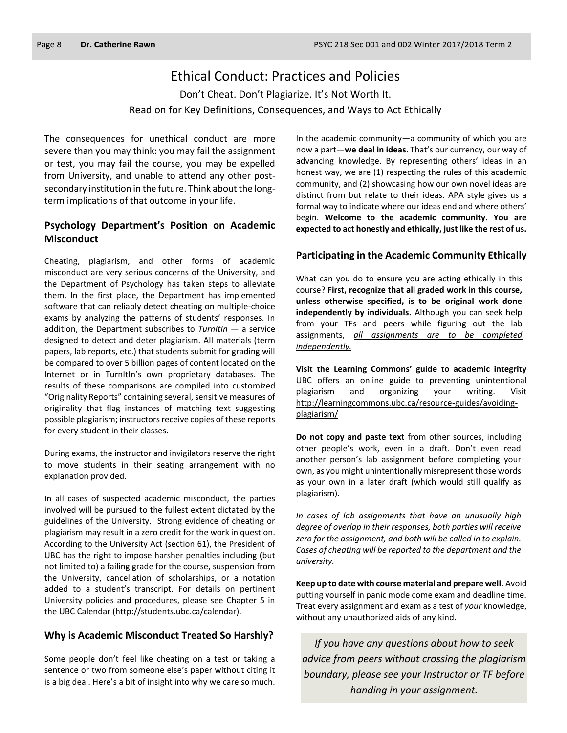# Ethical Conduct: Practices and Policies

Don't Cheat. Don't Plagiarize. It's Not Worth It.

Read on for Key Definitions, Consequences, and Ways to Act Ethically

The consequences for unethical conduct are more severe than you may think: you may fail the assignment or test, you may fail the course, you may be expelled from University, and unable to attend any other post-secondary institution in the future. Think about the long-term implications of that outcome in your life.

## Psychology Department's Position on Academic Misconduct

Cheating, plagiarism, and other forms of academic misconduct are very serious concerns of the University, and the Department of Psychology has taken steps to alleviate them. In the first place, the Department has implemented software that can reliably detect cheating on multiple-choice exams by analyzing the patterns of students' responses. In addition, the Department subscribes to *TurnItIn* — a service designed to detect and deter plagiarism. All materials (term papers, lab reports, etc.) that students submit for grading will be compared to over 5 billion pages of content located on the Internet or in TurnItIn's own proprietary databases. The results of these comparisons are compiled into customized "Originality Reports" containing several, sensitive measures of originality that flag instances of matching text suggesting possible plagiarism; instructors receive copies of these reports for every student in their classes.

During exams, the instructor and invigilators reserve the right to move students in their seating arrangement with no explanation provided.

In all cases of suspected academic misconduct, the parties involved will be pursued to the fullest extent dictated by the guidelines of the University. Strong evidence of cheating or plagiarism may result in a zero credit for the work in question. According to the University Act (section 61), the President of UBC has the right to impose harsher penalties including (but not limited to) a failing grade for the course, suspension from the University, cancellation of scholarships, or a notation added to a student's transcript. For details on pertinent University policies and procedures, please see Chapter 5 in the UBC Calendar (http://students.ubc.ca/calendar).

## Why is Academic Misconduct Treated So Harshly?

Some people don't feel like cheating on a test or taking a sentence or two from someone else's paper without citing it is a big deal. Here's a bit of insight into why we care so much. In the academic community—a community of which you are now a part—**we deal in ideas**. That's our currency, our way of advancing knowledge. By representing others' ideas in an honest way, we are (1) respecting the rules of this academic community, and (2) showcasing how our own novel ideas are distinct from but relate to their ideas. APA style gives us a formal way to indicate where our ideas end and where others' begin. **Welcome to the academic community. You are expected to act honestly and ethically, just like the rest of us.**

## Participating in the Academic Community Ethically

What can you do to ensure you are acting ethically in this course? **First, recognize that all graded work in this course, unless otherwise specified, is to be original work done independently by individuals.** Although you can seek help from your TFs and peers while figuring out the lab assignments, *all assignments are to be completed independently.*

**Visit the Learning Commons' guide to academic integrity** UBC offers an online guide to preventing unintentional plagiarism and organizing your writing. Visit http://learningcommons.ubc.ca/resource-guides/avoiding-plagiarism/

**Do not copy and paste text** from other sources, including other people's work, even in a draft. Don't even read another person's lab assignment before completing your own, as you might unintentionally misrepresent those words as your own in a later draft (which would still qualify as plagiarism).

*In cases of lab assignments that have an unusually high degree of overlap in their responses, both parties will receive zero for the assignment, and both will be called in to explain. Cases of cheating will be reported to the department and the university.*

**Keep up to date with course material and prepare well.** Avoid putting yourself in panic mode come exam and deadline time. Treat every assignment and exam as a test of *your* knowledge, without any unauthorized aids of any kind.

*If you have any questions about how to seek advice from peers without crossing the plagiarism boundary, please see your Instructor or TF before handing in your assignment.*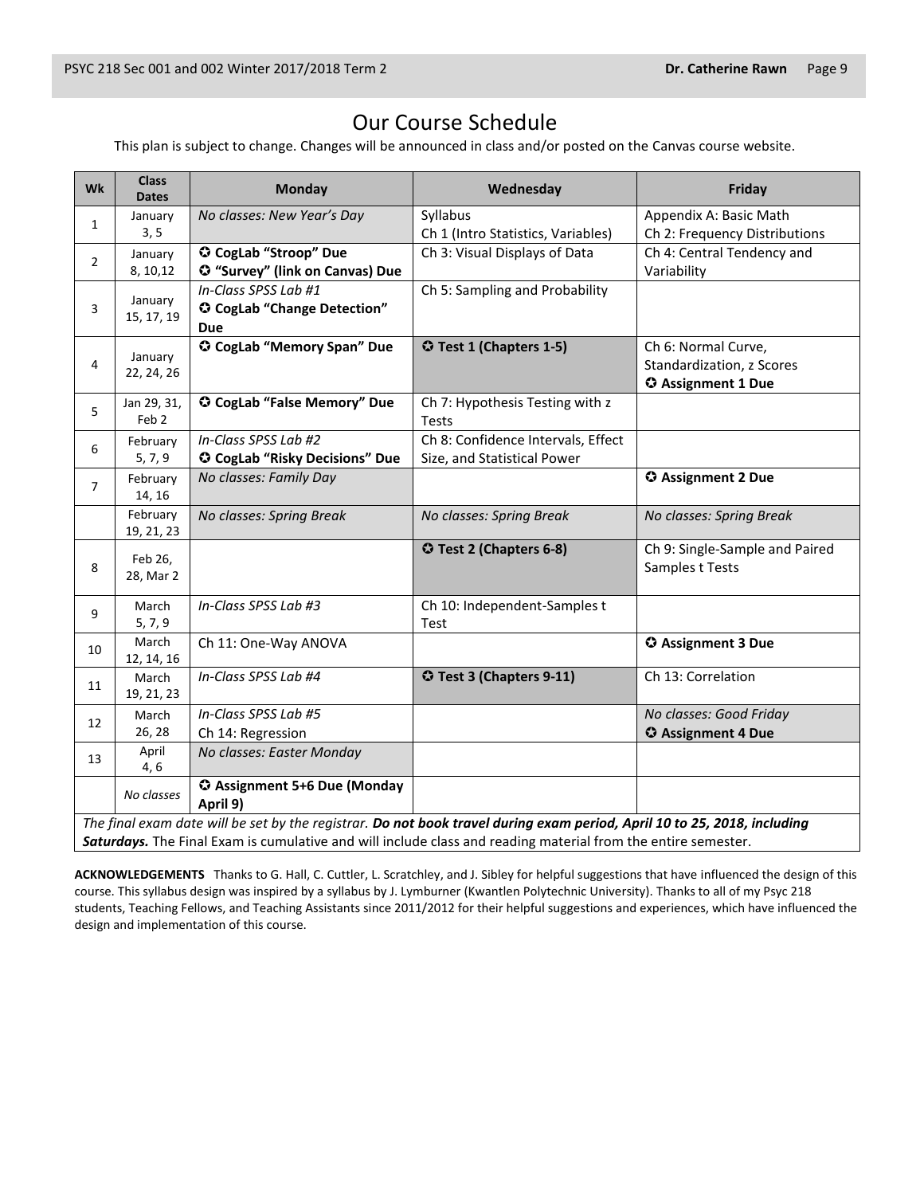# Our Course Schedule

This plan is subject to change. Changes will be announced in class and/or posted on the Canvas course website.

| Wk | Class Dates | Monday | Wednesday | Friday |
| --- | --- | --- | --- | --- |
| 1 | January 3, 5 | *No classes: New Year's Day* | Syllabus<br>Ch 1 (Intro Statistics, Variables) | Appendix A: Basic Math<br>Ch 2: Frequency Distributions |
| 2 | January 8, 10,12 | **✪ CogLab "Stroop" Due**<br>**✪ "Survey" (link on Canvas) Due** | Ch 3: Visual Displays of Data | Ch 4: Central Tendency and Variability |
| 3 | January 15, 17, 19 | *In-Class SPSS Lab #1*<br>**✪ CogLab "Change Detection" Due** | Ch 5: Sampling and Probability | |
| 4 | January 22, 24, 26 | **✪ CogLab "Memory Span" Due** | **✪ Test 1 (Chapters 1-5)** | Ch 6: Normal Curve, Standardization, z Scores<br>**✪ Assignment 1 Due** |
| 5 | Jan 29, 31, Feb 2 | **✪ CogLab "False Memory" Due** | Ch 7: Hypothesis Testing with z Tests | |
| 6 | February 5, 7, 9 | *In-Class SPSS Lab #2*<br>**✪ CogLab "Risky Decisions" Due** | Ch 8: Confidence Intervals, Effect Size, and Statistical Power | |
| 7 | February 14, 16 | *No classes: Family Day* | | **✪ Assignment 2 Due** |
| | February 19, 21, 23 | *No classes: Spring Break* | *No classes: Spring Break* | *No classes: Spring Break* |
| 8 | Feb 26, 28, Mar 2 | | **✪ Test 2 (Chapters 6-8)** | Ch 9: Single-Sample and Paired Samples t Tests |
| 9 | March 5, 7, 9 | *In-Class SPSS Lab #3* | Ch 10: Independent-Samples t Test | |
| 10 | March 12, 14, 16 | Ch 11: One-Way ANOVA | | **✪ Assignment 3 Due** |
| 11 | March 19, 21, 23 | *In-Class SPSS Lab #4* | **✪ Test 3 (Chapters 9-11)** | Ch 13: Correlation |
| 12 | March 26, 28 | *In-Class SPSS Lab #5*<br>Ch 14: Regression | | *No classes: Good Friday*<br>**✪ Assignment 4 Due** |
| 13 | April 4, 6 | *No classes: Easter Monday* | | |
| | *No classes* | **✪ Assignment 5+6 Due (Monday April 9)** | | |

*The final exam date will be set by the registrar.* ***Do not book travel during exam period, April 10 to 25, 2018, including Saturdays.*** The Final Exam is cumulative and will include class and reading material from the entire semester.

**ACKNOWLEDGEMENTS** Thanks to G. Hall, C. Cuttler, L. Scratchley, and J. Sibley for helpful suggestions that have influenced the design of this course. This syllabus design was inspired by a syllabus by J. Lymburner (Kwantlen Polytechnic University). Thanks to all of my Psyc 218 students, Teaching Fellows, and Teaching Assistants since 2011/2012 for their helpful suggestions and experiences, which have influenced the design and implementation of this course.